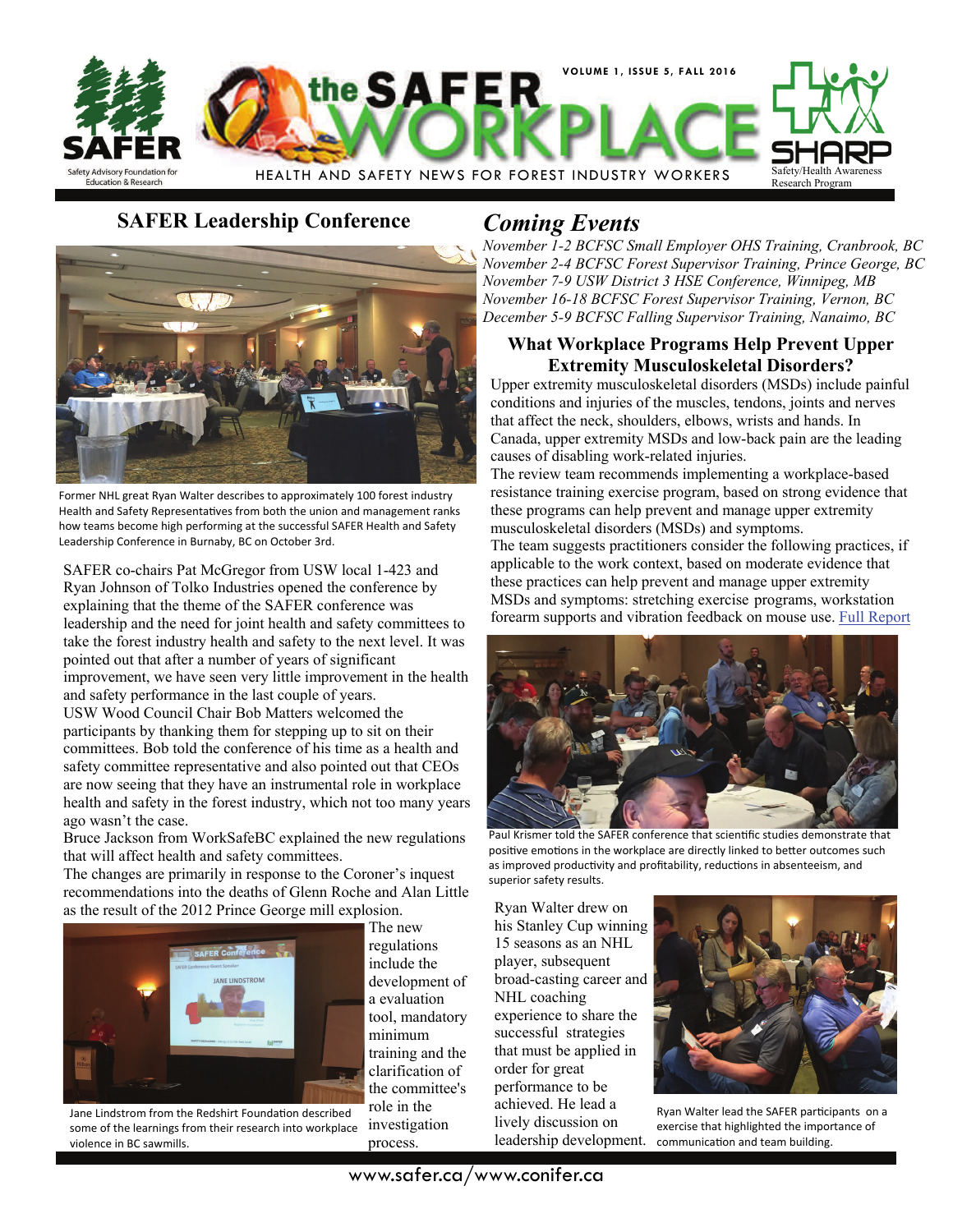# the SAFER WORKPLACE

VOLUME 1, ISSUE 5, FALL 2016

HEALTH AND SAFETY NEWS FOR FOREST INDUSTRY WORKERS

SAFER — Safety Advisory Foundation for Education & Research

SHARP — Safety/Health Awareness Research Program

## SAFER Leadership Conference

Former NHL great Ryan Walter describes to approximately 100 forest industry Health and Safety Representatives from both the union and management ranks how teams become high performing at the successful SAFER Health and Safety Leadership Conference in Burnaby, BC on October 3rd.

SAFER co-chairs Pat McGregor from USW local 1-423 and Ryan Johnson of Tolko Industries opened the conference by explaining that the theme of the SAFER conference was leadership and the need for joint health and safety committees to take the forest industry health and safety to the next level. It was pointed out that after a number of years of significant improvement, we have seen very little improvement in the health and safety performance in the last couple of years.

USW Wood Council Chair Bob Matters welcomed the participants by thanking them for stepping up to sit on their committees. Bob told the conference of his time as a health and safety committee representative and also pointed out that CEOs are now seeing that they have an instrumental role in workplace health and safety in the forest industry, which not too many years ago wasn't the case.

Bruce Jackson from WorkSafeBC explained the new regulations that will affect health and safety committees.

The changes are primarily in response to the Coroner's inquest recommendations into the deaths of Glenn Roche and Alan Little as the result of the 2012 Prince George mill explosion.

Jane Lindstrom from the Redshirt Foundation described some of the learnings from their research into workplace violence in BC sawmills.

The new regulations include the development of a evaluation tool, mandatory minimum training and the clarification of the committee's role in the investigation process.

## *Coming Events*

*November 1-2 BCFSC Small Employer OHS Training, Cranbrook, BC*
*November 2-4 BCFSC Forest Supervisor Training, Prince George, BC*
*November 7-9 USW District 3 HSE Conference, Winnipeg, MB*
*November 16-18 BCFSC Forest Supervisor Training, Vernon, BC*
*December 5-9 BCFSC Falling Supervisor Training, Nanaimo, BC*

### What Workplace Programs Help Prevent Upper Extremity Musculoskeletal Disorders?

Upper extremity musculoskeletal disorders (MSDs) include painful conditions and injuries of the muscles, tendons, joints and nerves that affect the neck, shoulders, elbows, wrists and hands. In Canada, upper extremity MSDs and low-back pain are the leading causes of disabling work-related injuries.

The review team recommends implementing a workplace-based resistance training exercise program, based on strong evidence that these programs can help prevent and manage upper extremity musculoskeletal disorders (MSDs) and symptoms.

The team suggests practitioners consider the following practices, if applicable to the work context, based on moderate evidence that these practices can help prevent and manage upper extremity MSDs and symptoms: stretching exercise programs, workstation forearm supports and vibration feedback on mouse use. Full Report

Paul Krismer told the SAFER conference that scientific studies demonstrate that positive emotions in the workplace are directly linked to better outcomes such as improved productivity and profitability, reductions in absenteeism, and superior safety results.

Ryan Walter drew on his Stanley Cup winning 15 seasons as an NHL player, subsequent broad-casting career and NHL coaching experience to share the successful strategies that must be applied in order for great performance to be achieved. He lead a lively discussion on leadership development.

Ryan Walter lead the SAFER participants on a exercise that highlighted the importance of communication and team building.

www.safer.ca/www.conifer.ca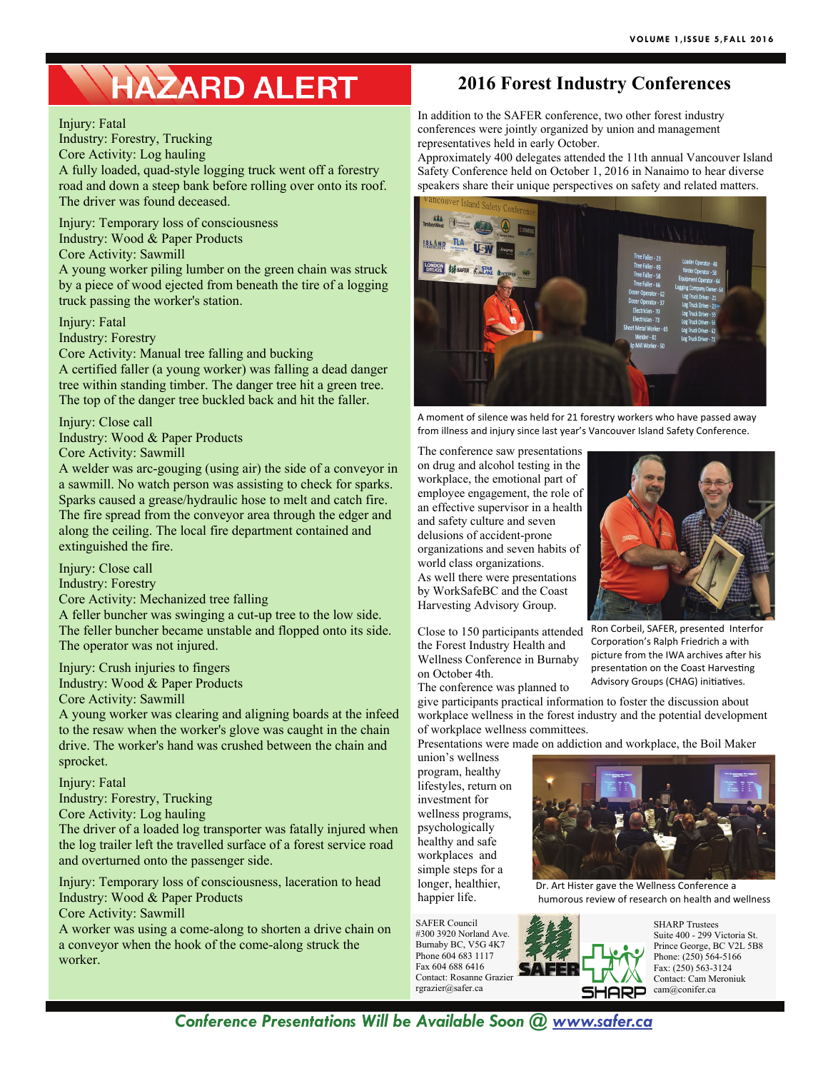# HAZARD ALERT

Injury: Fatal
Industry: Forestry, Trucking
Core Activity: Log hauling
A fully loaded, quad-style logging truck went off a forestry road and down a steep bank before rolling over onto its roof. The driver was found deceased.

Injury: Temporary loss of consciousness
Industry: Wood & Paper Products
Core Activity: Sawmill
A young worker piling lumber on the green chain was struck by a piece of wood ejected from beneath the tire of a logging truck passing the worker's station.

Injury: Fatal
Industry: Forestry
Core Activity: Manual tree falling and bucking
A certified faller (a young worker) was falling a dead danger tree within standing timber. The danger tree hit a green tree. The top of the danger tree buckled back and hit the faller.

Injury: Close call
Industry: Wood & Paper Products
Core Activity: Sawmill
A welder was arc-gouging (using air) the side of a conveyor in a sawmill. No watch person was assisting to check for sparks. Sparks caused a grease/hydraulic hose to melt and catch fire. The fire spread from the conveyor area through the edger and along the ceiling. The local fire department contained and extinguished the fire.

Injury: Close call
Industry: Forestry
Core Activity: Mechanized tree falling
A feller buncher was swinging a cut-up tree to the low side. The feller buncher became unstable and flopped onto its side. The operator was not injured.

Injury: Crush injuries to fingers
Industry: Wood & Paper Products
Core Activity: Sawmill
A young worker was clearing and aligning boards at the infeed to the resaw when the worker's glove was caught in the chain drive. The worker's hand was crushed between the chain and sprocket.

Injury: Fatal
Industry: Forestry, Trucking
Core Activity: Log hauling
The driver of a loaded log transporter was fatally injured when the log trailer left the travelled surface of a forest service road and overturned onto the passenger side.

Injury: Temporary loss of consciousness, laceration to head
Industry: Wood & Paper Products
Core Activity: Sawmill
A worker was using a come-along to shorten a drive chain on a conveyor when the hook of the come-along struck the worker.

## 2016 Forest Industry Conferences

In addition to the SAFER conference, two other forest industry conferences were jointly organized by union and management representatives held in early October.

Approximately 400 delegates attended the 11th annual Vancouver Island Safety Conference held on October 1, 2016 in Nanaimo to hear diverse speakers share their unique perspectives on safety and related matters.

A moment of silence was held for 21 forestry workers who have passed away from illness and injury since last year's Vancouver Island Safety Conference.

The conference saw presentations on drug and alcohol testing in the workplace, the emotional part of employee engagement, the role of an effective supervisor in a health and safety culture and seven delusions of accident-prone organizations and seven habits of world class organizations.

As well there were presentations by WorkSafeBC and the Coast Harvesting Advisory Group.

Ron Corbeil, SAFER, presented Interfor Corporation's Ralph Friedrich a with picture from the IWA archives after his presentation on the Coast Harvesting Advisory Groups (CHAG) initiatives.

Close to 150 participants attended the Forest Industry Health and Wellness Conference in Burnaby on October 4th.

The conference was planned to give participants practical information to foster the discussion about workplace wellness in the forest industry and the potential development of workplace wellness committees.

Presentations were made on addiction and workplace, the Boil Maker union's wellness program, healthy lifestyles, return on investment for wellness programs, psychologically healthy and safe workplaces and simple steps for a longer, healthier, happier life.

Dr. Art Hister gave the Wellness Conference a humorous review of research on health and wellness

SAFER Council
#300 3920 Norland Ave.
Burnaby BC, V5G 4K7
Phone 604 683 1117
Fax 604 688 6416
Contact: Rosanne Grazier
rgrazier@safer.ca

SHARP Trustees
Suite 400 - 299 Victoria St.
Prince George, BC V2L 5B8
Phone: (250) 564-5166
Fax: (250) 563-3124
Contact: Cam Meroniuk
cam@conifer.ca

***Conference Presentations Will be Available Soon @ www.safer.ca***